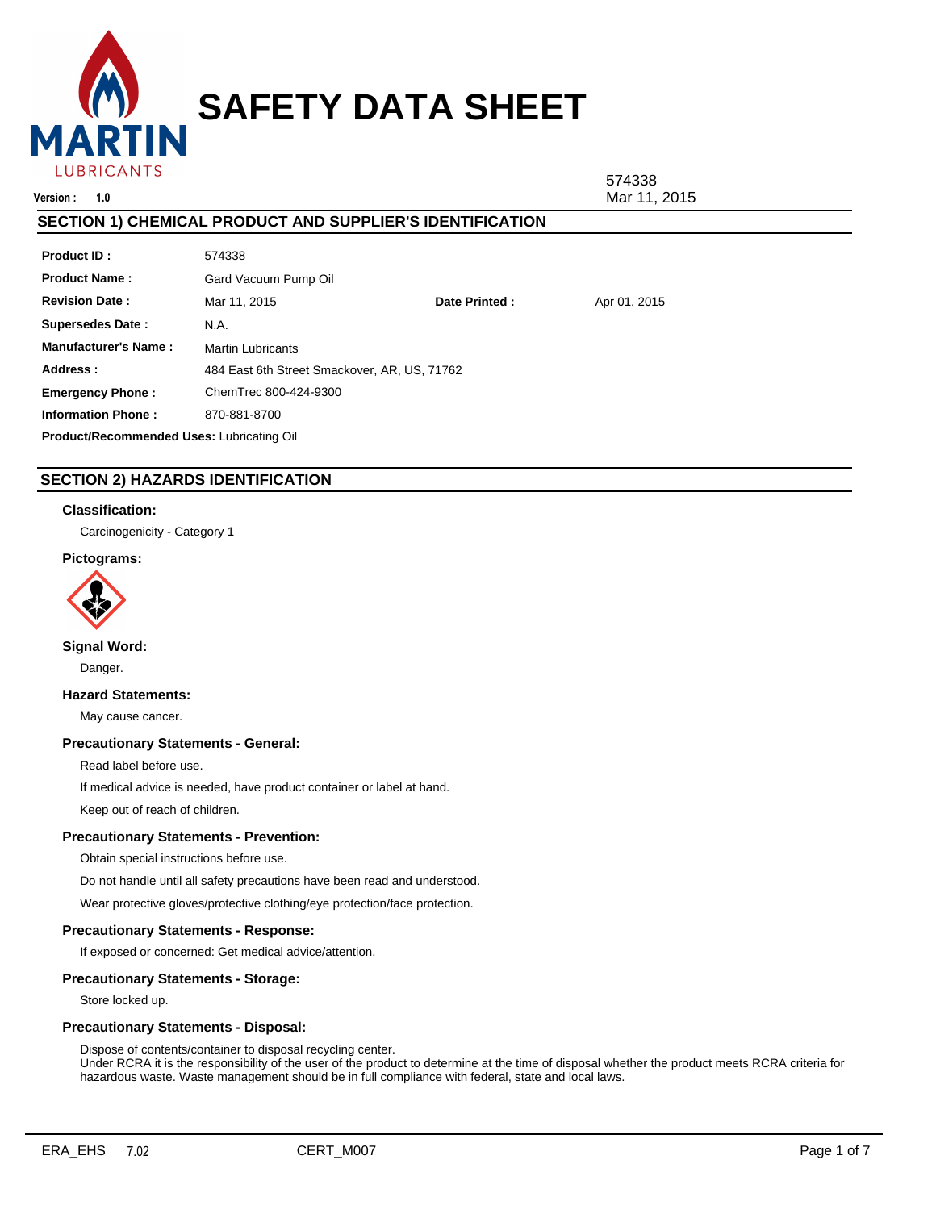# SAFETY DATA SHEET

MARTIN LUBRICANTS

**Version :** 1.0

574338
Mar 11, 2015

## SECTION 1) CHEMICAL PRODUCT AND SUPPLIER'S IDENTIFICATION

| | | | |
|---|---|---|---|
| **Product ID :** | 574338 | | |
| **Product Name :** | Gard Vacuum Pump Oil | | |
| **Revision Date :** | Mar 11, 2015 | **Date Printed :** | Apr 01, 2015 |
| **Supersedes Date :** | N.A. | | |
| **Manufacturer's Name :** | Martin Lubricants | | |
| **Address :** | 484 East 6th Street Smackover, AR, US, 71762 | | |
| **Emergency Phone :** | ChemTrec 800-424-9300 | | |
| **Information Phone :** | 870-881-8700 | | |

**Product/Recommended Uses:** Lubricating Oil

## SECTION 2) HAZARDS IDENTIFICATION

### Classification:

Carcinogenicity - Category 1

### Pictograms:

### Signal Word:

Danger.

### Hazard Statements:

May cause cancer.

### Precautionary Statements - General:

Read label before use.

If medical advice is needed, have product container or label at hand.

Keep out of reach of children.

### Precautionary Statements - Prevention:

Obtain special instructions before use.

Do not handle until all safety precautions have been read and understood.

Wear protective gloves/protective clothing/eye protection/face protection.

### Precautionary Statements - Response:

If exposed or concerned: Get medical advice/attention.

### Precautionary Statements - Storage:

Store locked up.

### Precautionary Statements - Disposal:

Dispose of contents/container to disposal recycling center.
Under RCRA it is the responsibility of the user of the product to determine at the time of disposal whether the product meets RCRA criteria for hazardous waste. Waste management should be in full compliance with federal, state and local laws.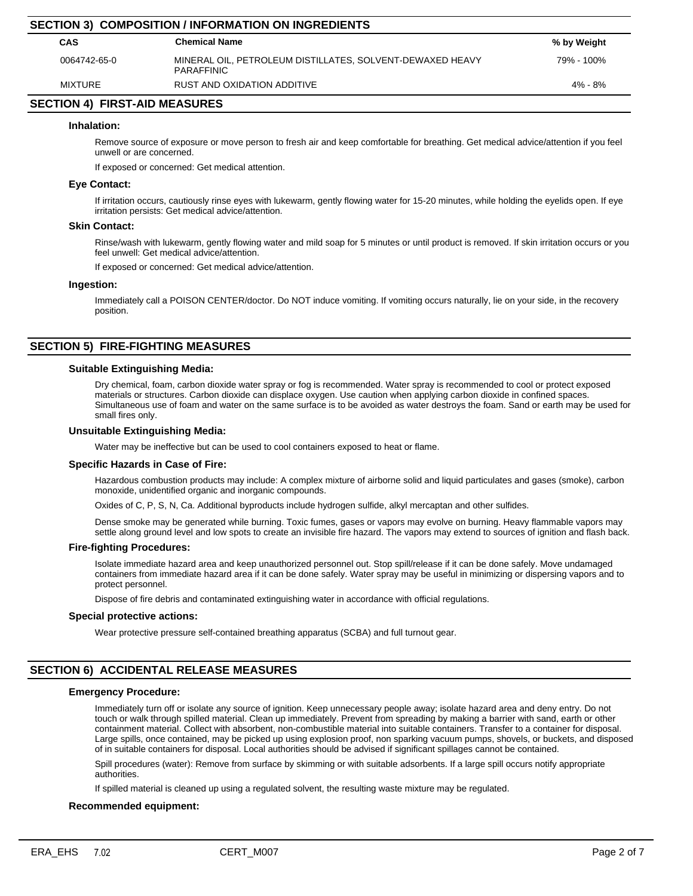## SECTION 3) COMPOSITION / INFORMATION ON INGREDIENTS

| CAS | Chemical Name | % by Weight |
|---|---|---|
| 0064742-65-0 | MINERAL OIL, PETROLEUM DISTILLATES, SOLVENT-DEWAXED HEAVY PARAFFINIC | 79% - 100% |
| MIXTURE | RUST AND OXIDATION ADDITIVE | 4% - 8% |

## SECTION 4) FIRST-AID MEASURES

### Inhalation:

Remove source of exposure or move person to fresh air and keep comfortable for breathing. Get medical advice/attention if you feel unwell or are concerned.

If exposed or concerned: Get medical attention.

### Eye Contact:

If irritation occurs, cautiously rinse eyes with lukewarm, gently flowing water for 15-20 minutes, while holding the eyelids open. If eye irritation persists: Get medical advice/attention.

### Skin Contact:

Rinse/wash with lukewarm, gently flowing water and mild soap for 5 minutes or until product is removed. If skin irritation occurs or you feel unwell: Get medical advice/attention.

If exposed or concerned: Get medical advice/attention.

### Ingestion:

Immediately call a POISON CENTER/doctor. Do NOT induce vomiting. If vomiting occurs naturally, lie on your side, in the recovery position.

## SECTION 5) FIRE-FIGHTING MEASURES

### Suitable Extinguishing Media:

Dry chemical, foam, carbon dioxide water spray or fog is recommended. Water spray is recommended to cool or protect exposed materials or structures. Carbon dioxide can displace oxygen. Use caution when applying carbon dioxide in confined spaces. Simultaneous use of foam and water on the same surface is to be avoided as water destroys the foam. Sand or earth may be used for small fires only.

### Unsuitable Extinguishing Media:

Water may be ineffective but can be used to cool containers exposed to heat or flame.

### Specific Hazards in Case of Fire:

Hazardous combustion products may include: A complex mixture of airborne solid and liquid particulates and gases (smoke), carbon monoxide, unidentified organic and inorganic compounds.

Oxides of C, P, S, N, Ca. Additional byproducts include hydrogen sulfide, alkyl mercaptan and other sulfides.

Dense smoke may be generated while burning. Toxic fumes, gases or vapors may evolve on burning. Heavy flammable vapors may settle along ground level and low spots to create an invisible fire hazard. The vapors may extend to sources of ignition and flash back.

### Fire-fighting Procedures:

Isolate immediate hazard area and keep unauthorized personnel out. Stop spill/release if it can be done safely. Move undamaged containers from immediate hazard area if it can be done safely. Water spray may be useful in minimizing or dispersing vapors and to protect personnel.

Dispose of fire debris and contaminated extinguishing water in accordance with official regulations.

### Special protective actions:

Wear protective pressure self-contained breathing apparatus (SCBA) and full turnout gear.

## SECTION 6) ACCIDENTAL RELEASE MEASURES

### Emergency Procedure:

Immediately turn off or isolate any source of ignition. Keep unnecessary people away; isolate hazard area and deny entry. Do not touch or walk through spilled material. Clean up immediately. Prevent from spreading by making a barrier with sand, earth or other containment material. Collect with absorbent, non-combustible material into suitable containers. Transfer to a container for disposal. Large spills, once contained, may be picked up using explosion proof, non sparking vacuum pumps, shovels, or buckets, and disposed of in suitable containers for disposal. Local authorities should be advised if significant spillages cannot be contained.

Spill procedures (water): Remove from surface by skimming or with suitable adsorbents. If a large spill occurs notify appropriate authorities.

If spilled material is cleaned up using a regulated solvent, the resulting waste mixture may be regulated.

### Recommended equipment: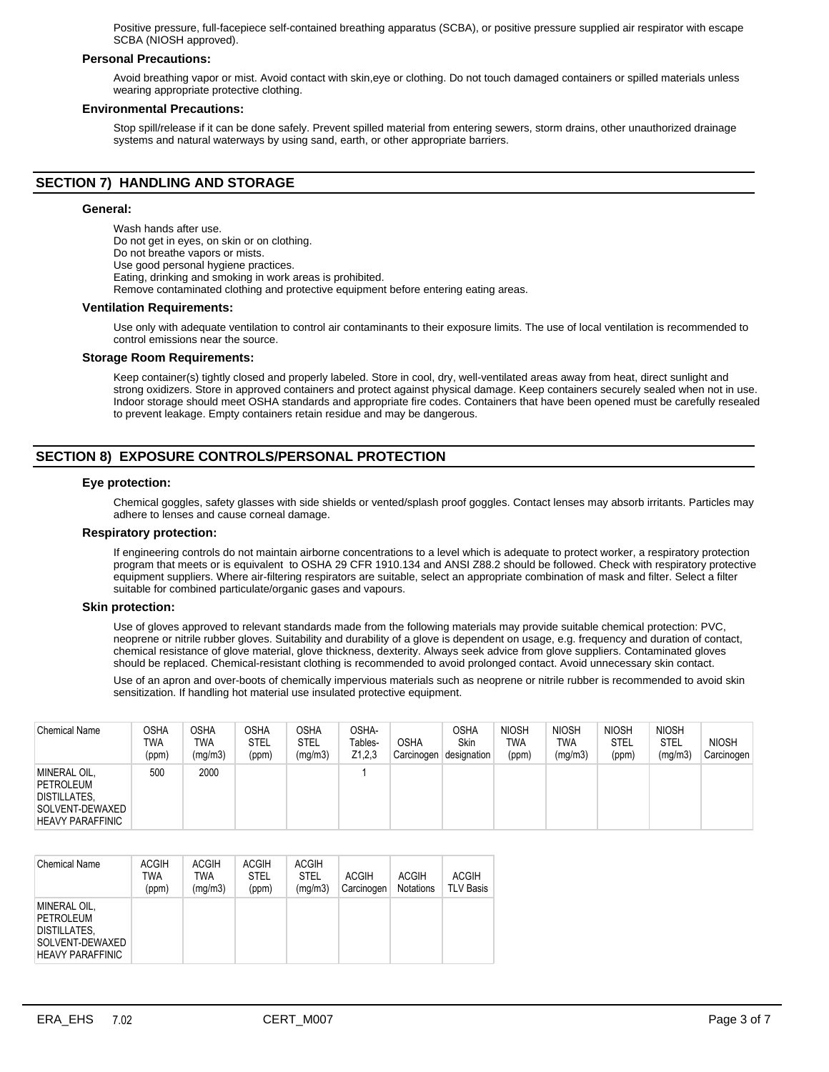Positive pressure, full-facepiece self-contained breathing apparatus (SCBA), or positive pressure supplied air respirator with escape SCBA (NIOSH approved).

**Personal Precautions:**

Avoid breathing vapor or mist. Avoid contact with skin,eye or clothing. Do not touch damaged containers or spilled materials unless wearing appropriate protective clothing.

**Environmental Precautions:**

Stop spill/release if it can be done safely. Prevent spilled material from entering sewers, storm drains, other unauthorized drainage systems and natural waterways by using sand, earth, or other appropriate barriers.

## SECTION 7) HANDLING AND STORAGE

**General:**

Wash hands after use.
Do not get in eyes, on skin or on clothing.
Do not breathe vapors or mists.
Use good personal hygiene practices.
Eating, drinking and smoking in work areas is prohibited.
Remove contaminated clothing and protective equipment before entering eating areas.

**Ventilation Requirements:**

Use only with adequate ventilation to control air contaminants to their exposure limits. The use of local ventilation is recommended to control emissions near the source.

**Storage Room Requirements:**

Keep container(s) tightly closed and properly labeled. Store in cool, dry, well-ventilated areas away from heat, direct sunlight and strong oxidizers. Store in approved containers and protect against physical damage. Keep containers securely sealed when not in use. Indoor storage should meet OSHA standards and appropriate fire codes. Containers that have been opened must be carefully resealed to prevent leakage. Empty containers retain residue and may be dangerous.

## SECTION 8) EXPOSURE CONTROLS/PERSONAL PROTECTION

**Eye protection:**

Chemical goggles, safety glasses with side shields or vented/splash proof goggles. Contact lenses may absorb irritants. Particles may adhere to lenses and cause corneal damage.

**Respiratory protection:**

If engineering controls do not maintain airborne concentrations to a level which is adequate to protect worker, a respiratory protection program that meets or is equivalent to OSHA 29 CFR 1910.134 and ANSI Z88.2 should be followed. Check with respiratory protective equipment suppliers. Where air-filtering respirators are suitable, select an appropriate combination of mask and filter. Select a filter suitable for combined particulate/organic gases and vapours.

**Skin protection:**

Use of gloves approved to relevant standards made from the following materials may provide suitable chemical protection: PVC, neoprene or nitrile rubber gloves. Suitability and durability of a glove is dependent on usage, e.g. frequency and duration of contact, chemical resistance of glove material, glove thickness, dexterity. Always seek advice from glove suppliers. Contaminated gloves should be replaced. Chemical-resistant clothing is recommended to avoid prolonged contact. Avoid unnecessary skin contact.

Use of an apron and over-boots of chemically impervious materials such as neoprene or nitrile rubber is recommended to avoid skin sensitization. If handling hot material use insulated protective equipment.

| Chemical Name | OSHA TWA (ppm) | OSHA TWA (mg/m3) | OSHA STEL (ppm) | OSHA STEL (mg/m3) | OSHA-Tables-Z1,2,3 | OSHA Carcinogen | OSHA Skin designation | NIOSH TWA (ppm) | NIOSH TWA (mg/m3) | NIOSH STEL (ppm) | NIOSH STEL (mg/m3) | NIOSH Carcinogen |
|---|---|---|---|---|---|---|---|---|---|---|---|---|
| MINERAL OIL, PETROLEUM DISTILLATES, SOLVENT-DEWAXED HEAVY PARAFFINIC | 500 | 2000 | | | 1 | | | | | | | |

| Chemical Name | ACGIH TWA (ppm) | ACGIH TWA (mg/m3) | ACGIH STEL (ppm) | ACGIH STEL (mg/m3) | ACGIH Carcinogen | ACGIH Notations | ACGIH TLV Basis |
|---|---|---|---|---|---|---|---|
| MINERAL OIL, PETROLEUM DISTILLATES, SOLVENT-DEWAXED HEAVY PARAFFINIC | | | | | | | |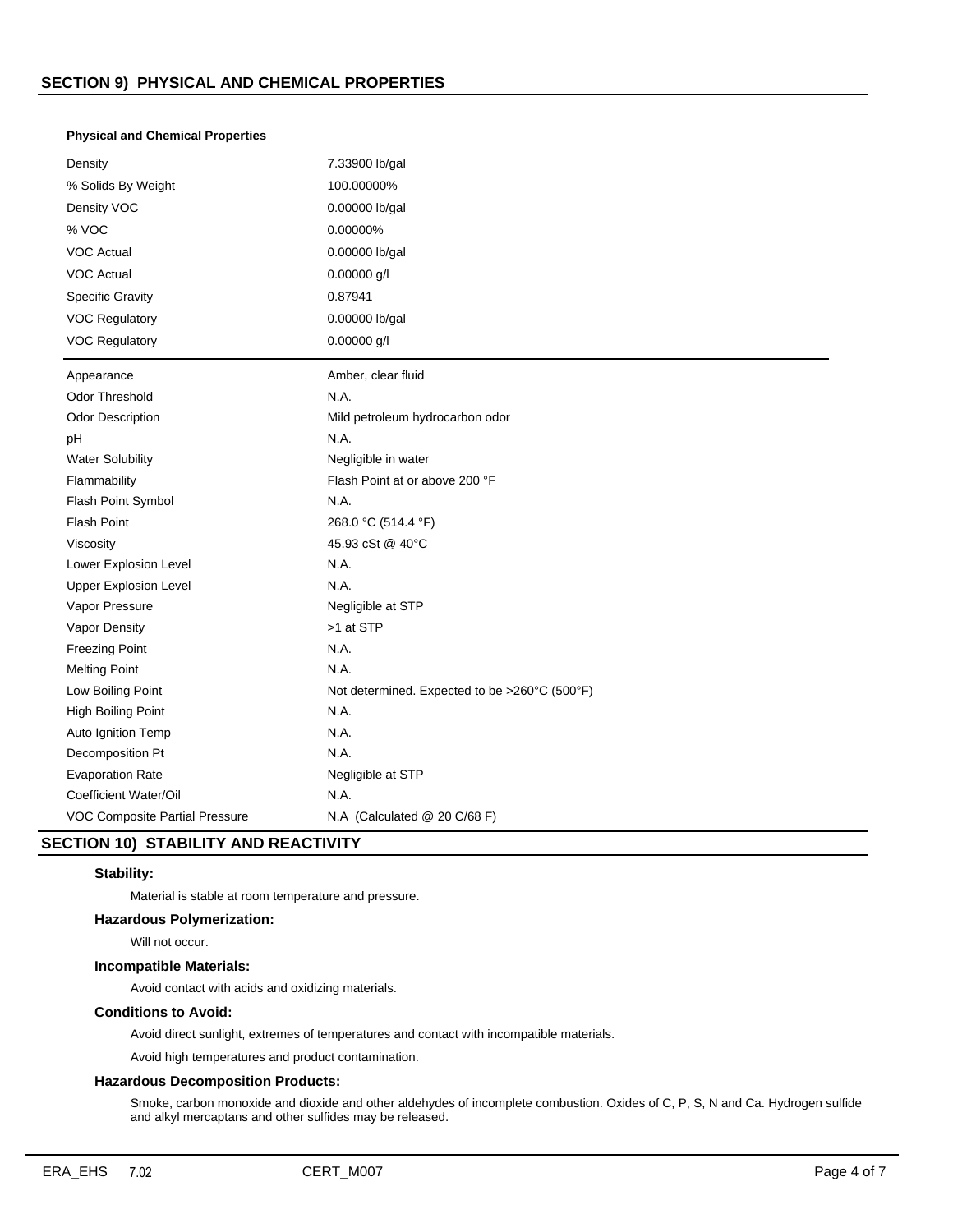## SECTION 9) PHYSICAL AND CHEMICAL PROPERTIES

**Physical and Chemical Properties**

| Property | Value |
|---|---|
| Density | 7.33900 lb/gal |
| % Solids By Weight | 100.00000% |
| Density VOC | 0.00000 lb/gal |
| % VOC | 0.00000% |
| VOC Actual | 0.00000 lb/gal |
| VOC Actual | 0.00000 g/l |
| Specific Gravity | 0.87941 |
| VOC Regulatory | 0.00000 lb/gal |
| VOC Regulatory | 0.00000 g/l |

| Property | Value |
|---|---|
| Appearance | Amber, clear fluid |
| Odor Threshold | N.A. |
| Odor Description | Mild petroleum hydrocarbon odor |
| pH | N.A. |
| Water Solubility | Negligible in water |
| Flammability | Flash Point at or above 200 °F |
| Flash Point Symbol | N.A. |
| Flash Point | 268.0 °C (514.4 °F) |
| Viscosity | 45.93 cSt @ 40°C |
| Lower Explosion Level | N.A. |
| Upper Explosion Level | N.A. |
| Vapor Pressure | Negligible at STP |
| Vapor Density | >1 at STP |
| Freezing Point | N.A. |
| Melting Point | N.A. |
| Low Boiling Point | Not determined. Expected to be >260°C (500°F) |
| High Boiling Point | N.A. |
| Auto Ignition Temp | N.A. |
| Decomposition Pt | N.A. |
| Evaporation Rate | Negligible at STP |
| Coefficient Water/Oil | N.A. |
| VOC Composite Partial Pressure | N.A (Calculated @ 20 C/68 F) |

## SECTION 10) STABILITY AND REACTIVITY

### Stability:

Material is stable at room temperature and pressure.

### Hazardous Polymerization:

Will not occur.

### Incompatible Materials:

Avoid contact with acids and oxidizing materials.

### Conditions to Avoid:

Avoid direct sunlight, extremes of temperatures and contact with incompatible materials.

Avoid high temperatures and product contamination.

### Hazardous Decomposition Products:

Smoke, carbon monoxide and dioxide and other aldehydes of incomplete combustion. Oxides of C, P, S, N and Ca. Hydrogen sulfide and alkyl mercaptans and other sulfides may be released.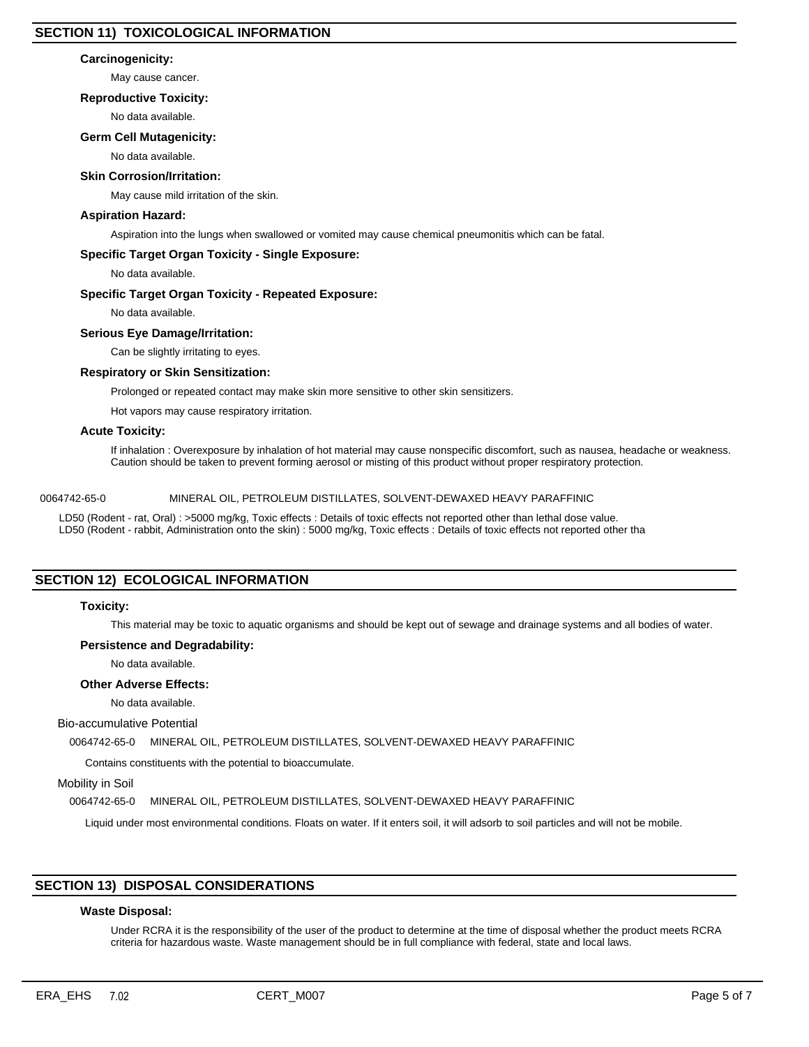## SECTION 11) TOXICOLOGICAL INFORMATION

**Carcinogenicity:**

May cause cancer.

**Reproductive Toxicity:**

No data available.

**Germ Cell Mutagenicity:**

No data available.

**Skin Corrosion/Irritation:**

May cause mild irritation of the skin.

**Aspiration Hazard:**

Aspiration into the lungs when swallowed or vomited may cause chemical pneumonitis which can be fatal.

**Specific Target Organ Toxicity - Single Exposure:**

No data available.

**Specific Target Organ Toxicity - Repeated Exposure:**

No data available.

**Serious Eye Damage/Irritation:**

Can be slightly irritating to eyes.

**Respiratory or Skin Sensitization:**

Prolonged or repeated contact may make skin more sensitive to other skin sensitizers.

Hot vapors may cause respiratory irritation.

**Acute Toxicity:**

If inhalation : Overexposure by inhalation of hot material may cause nonspecific discomfort, such as nausea, headache or weakness. Caution should be taken to prevent forming aerosol or misting of this product without proper respiratory protection.

0064742-65-0 MINERAL OIL, PETROLEUM DISTILLATES, SOLVENT-DEWAXED HEAVY PARAFFINIC

LD50 (Rodent - rat, Oral) : >5000 mg/kg, Toxic effects : Details of toxic effects not reported other than lethal dose value.
LD50 (Rodent - rabbit, Administration onto the skin) : 5000 mg/kg, Toxic effects : Details of toxic effects not reported other tha

## SECTION 12) ECOLOGICAL INFORMATION

**Toxicity:**

This material may be toxic to aquatic organisms and should be kept out of sewage and drainage systems and all bodies of water.

**Persistence and Degradability:**

No data available.

**Other Adverse Effects:**

No data available.

Bio-accumulative Potential

0064742-65-0 MINERAL OIL, PETROLEUM DISTILLATES, SOLVENT-DEWAXED HEAVY PARAFFINIC

Contains constituents with the potential to bioaccumulate.

Mobility in Soil

0064742-65-0 MINERAL OIL, PETROLEUM DISTILLATES, SOLVENT-DEWAXED HEAVY PARAFFINIC

Liquid under most environmental conditions. Floats on water. If it enters soil, it will adsorb to soil particles and will not be mobile.

## SECTION 13) DISPOSAL CONSIDERATIONS

**Waste Disposal:**

Under RCRA it is the responsibility of the user of the product to determine at the time of disposal whether the product meets RCRA criteria for hazardous waste. Waste management should be in full compliance with federal, state and local laws.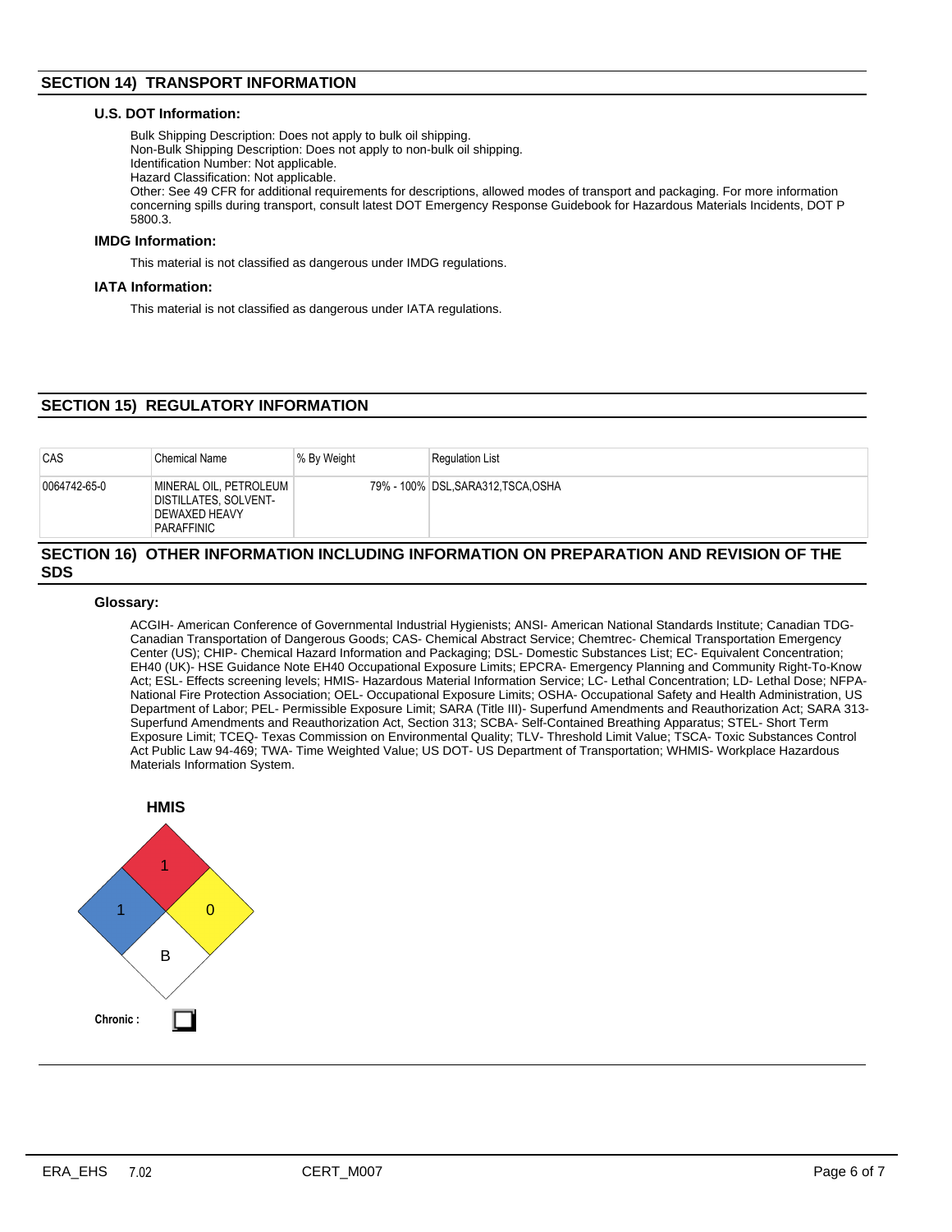## SECTION 14) TRANSPORT INFORMATION

### U.S. DOT Information:

Bulk Shipping Description: Does not apply to bulk oil shipping.
Non-Bulk Shipping Description: Does not apply to non-bulk oil shipping.
Identification Number: Not applicable.
Hazard Classification: Not applicable.
Other: See 49 CFR for additional requirements for descriptions, allowed modes of transport and packaging. For more information concerning spills during transport, consult latest DOT Emergency Response Guidebook for Hazardous Materials Incidents, DOT P 5800.3.

### IMDG Information:

This material is not classified as dangerous under IMDG regulations.

### IATA Information:

This material is not classified as dangerous under IATA regulations.

## SECTION 15) REGULATORY INFORMATION

| CAS | Chemical Name | % By Weight | Regulation List |
|---|---|---|---|
| 0064742-65-0 | MINERAL OIL, PETROLEUM DISTILLATES, SOLVENT-DEWAXED HEAVY PARAFFINIC | 79% - 100% | DSL,SARA312,TSCA,OSHA |

## SECTION 16) OTHER INFORMATION INCLUDING INFORMATION ON PREPARATION AND REVISION OF THE SDS

### Glossary:

ACGIH- American Conference of Governmental Industrial Hygienists; ANSI- American National Standards Institute; Canadian TDG- Canadian Transportation of Dangerous Goods; CAS- Chemical Abstract Service; Chemtrec- Chemical Transportation Emergency Center (US); CHIP- Chemical Hazard Information and Packaging; DSL- Domestic Substances List; EC- Equivalent Concentration; EH40 (UK)- HSE Guidance Note EH40 Occupational Exposure Limits; EPCRA- Emergency Planning and Community Right-To-Know Act; ESL- Effects screening levels; HMIS- Hazardous Material Information Service; LC- Lethal Concentration; LD- Lethal Dose; NFPA- National Fire Protection Association; OEL- Occupational Exposure Limits; OSHA- Occupational Safety and Health Administration, US Department of Labor; PEL- Permissible Exposure Limit; SARA (Title III)- Superfund Amendments and Reauthorization Act; SARA 313- Superfund Amendments and Reauthorization Act, Section 313; SCBA- Self-Contained Breathing Apparatus; STEL- Short Term Exposure Limit; TCEQ- Texas Commission on Environmental Quality; TLV- Threshold Limit Value; TSCA- Toxic Substances Control Act Public Law 94-469; TWA- Time Weighted Value; US DOT- US Department of Transportation; WHMIS- Workplace Hazardous Materials Information System.

**HMIS**

Health: 1
Flammability: 1
Reactivity: 0
Personal Protection: B

**Chronic :** ☐

ERA_EHS 7.02 CERT_M007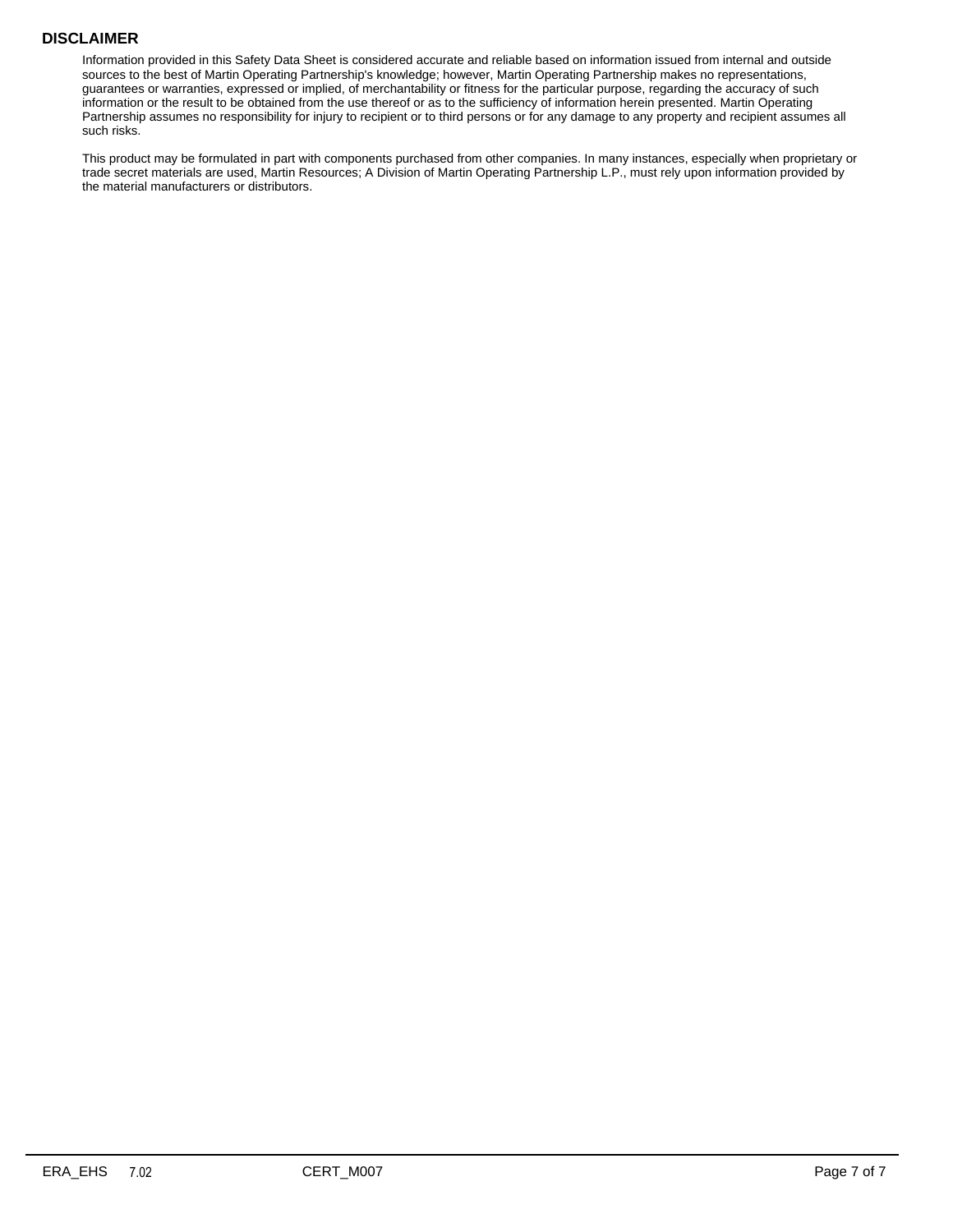## DISCLAIMER

Information provided in this Safety Data Sheet is considered accurate and reliable based on information issued from internal and outside sources to the best of Martin Operating Partnership's knowledge; however, Martin Operating Partnership makes no representations, guarantees or warranties, expressed or implied, of merchantability or fitness for the particular purpose, regarding the accuracy of such information or the result to be obtained from the use thereof or as to the sufficiency of information herein presented. Martin Operating Partnership assumes no responsibility for injury to recipient or to third persons or for any damage to any property and recipient assumes all such risks.

This product may be formulated in part with components purchased from other companies. In many instances, especially when proprietary or trade secret materials are used, Martin Resources; A Division of Martin Operating Partnership L.P., must rely upon information provided by the material manufacturers or distributors.